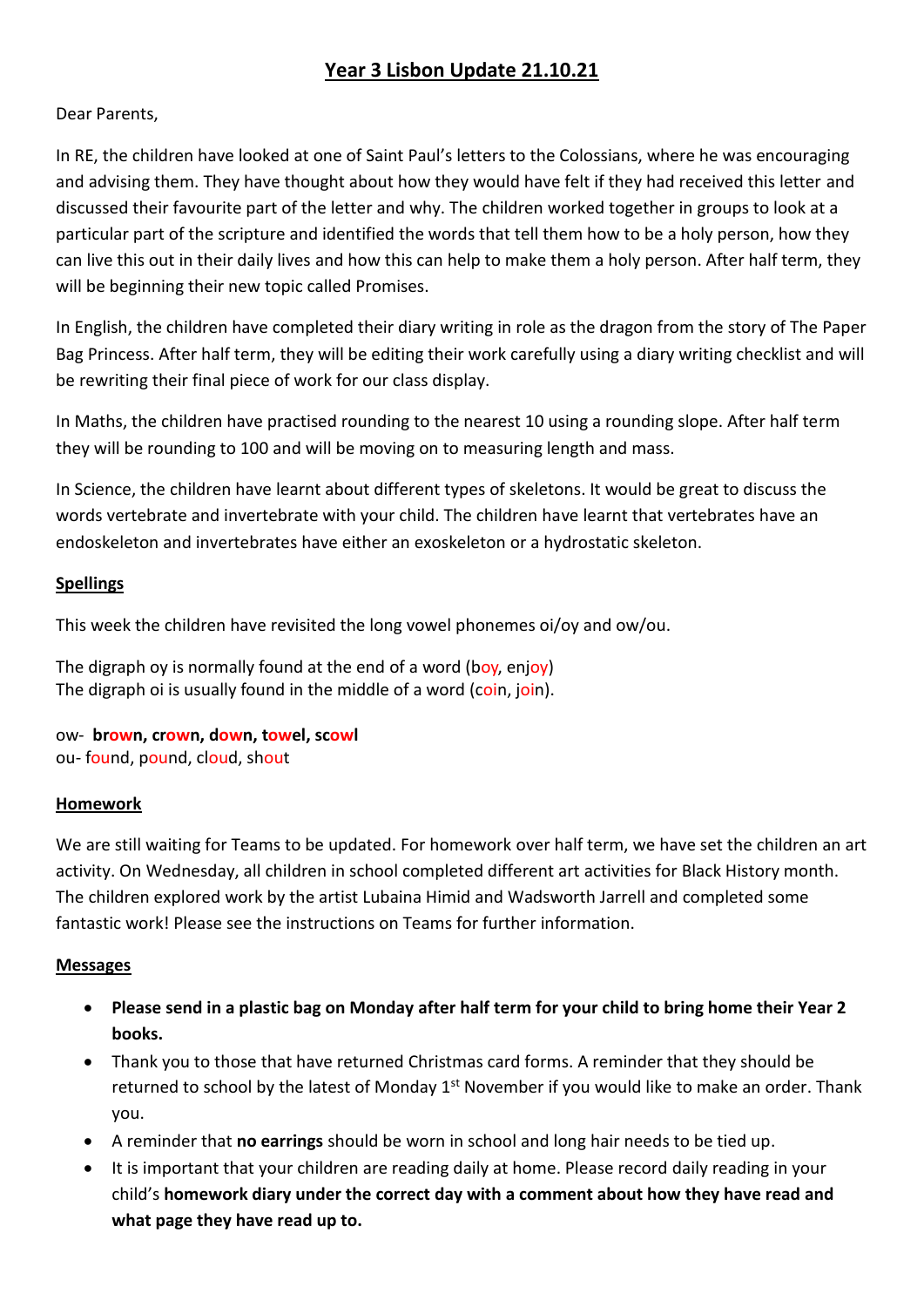# Year 3 Lisbon Update 21.10.21

Dear Parents,

In RE, the children have looked at one of Saint Paul's letters to the Colossians, where he was encouraging and advising them. They have thought about how they would have felt if they had received this letter and discussed their favourite part of the letter and why. The children worked together in groups to look at a particular part of the scripture and identified the words that tell them how to be a holy person, how they can live this out in their daily lives and how this can help to make them a holy person. After half term, they will be beginning their new topic called Promises.

In English, the children have completed their diary writing in role as the dragon from the story of The Paper Bag Princess. After half term, they will be editing their work carefully using a diary writing checklist and will be rewriting their final piece of work for our class display.

In Maths, the children have practised rounding to the nearest 10 using a rounding slope. After half term they will be rounding to 100 and will be moving on to measuring length and mass.

In Science, the children have learnt about different types of skeletons. It would be great to discuss the words vertebrate and invertebrate with your child. The children have learnt that vertebrates have an endoskeleton and invertebrates have either an exoskeleton or a hydrostatic skeleton.

## Spellings

This week the children have revisited the long vowel phonemes oi/oy and ow/ou.

The digraph oy is normally found at the end of a word (boy, enjoy)
The digraph oi is usually found in the middle of a word (coin, join).

ow- **brown, crown, down, towel, scowl**
ou- found, pound, cloud, shout

## Homework

We are still waiting for Teams to be updated. For homework over half term, we have set the children an art activity. On Wednesday, all children in school completed different art activities for Black History month. The children explored work by the artist Lubaina Himid and Wadsworth Jarrell and completed some fantastic work! Please see the instructions on Teams for further information.

## Messages

- **Please send in a plastic bag on Monday after half term for your child to bring home their Year 2 books.**
- Thank you to those that have returned Christmas card forms. A reminder that they should be returned to school by the latest of Monday 1st November if you would like to make an order. Thank you.
- A reminder that **no earrings** should be worn in school and long hair needs to be tied up.
- It is important that your children are reading daily at home. Please record daily reading in your child's **homework diary under the correct day with a comment about how they have read and what page they have read up to.**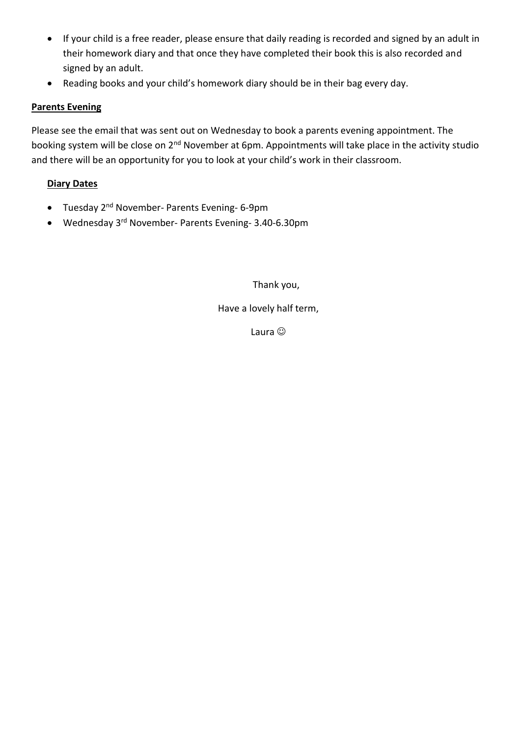- If your child is a free reader, please ensure that daily reading is recorded and signed by an adult in their homework diary and that once they have completed their book this is also recorded and signed by an adult.
- Reading books and your child's homework diary should be in their bag every day.

**Parents Evening**

Please see the email that was sent out on Wednesday to book a parents evening appointment. The booking system will be close on 2nd November at 6pm. Appointments will take place in the activity studio and there will be an opportunity for you to look at your child's work in their classroom.

**Diary Dates**

- Tuesday 2nd November- Parents Evening- 6-9pm
- Wednesday 3rd November- Parents Evening- 3.40-6.30pm

Thank you,

Have a lovely half term,

Laura ☺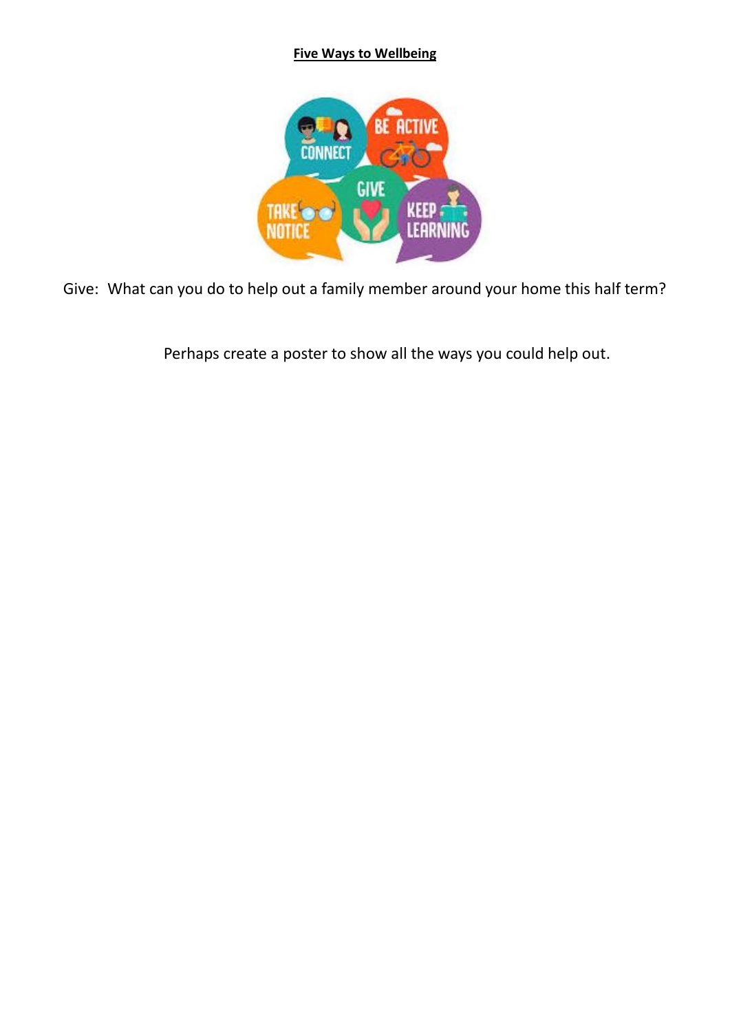**Five Ways to Wellbeing**

Give: What can you do to help out a family member around your home this half term?

Perhaps create a poster to show all the ways you could help out.